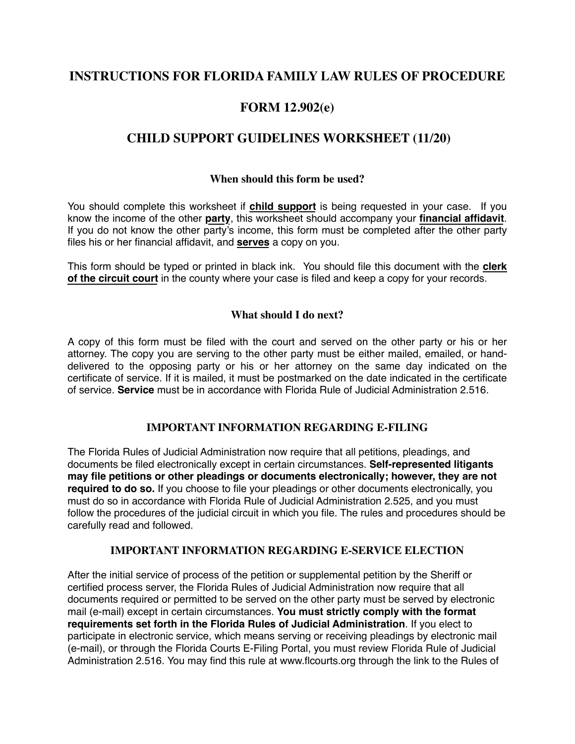# INSTRUCTIONS FOR FLORIDA FAMILY LAW RULES OF PROCEDURE

# FORM 12.902(e)

# CHILD SUPPORT GUIDELINES WORKSHEET (11/20)

### When should this form be used?

You should complete this worksheet if **child support** is being requested in your case. If you know the income of the other **party**, this worksheet should accompany your **financial affidavit**. If you do not know the other party's income, this form must be completed after the other party files his or her financial affidavit, and **serves** a copy on you.

This form should be typed or printed in black ink. You should file this document with the **clerk of the circuit court** in the county where your case is filed and keep a copy for your records.

### What should I do next?

A copy of this form must be filed with the court and served on the other party or his or her attorney. The copy you are serving to the other party must be either mailed, emailed, or hand-delivered to the opposing party or his or her attorney on the same day indicated on the certificate of service. If it is mailed, it must be postmarked on the date indicated in the certificate of service. **Service** must be in accordance with Florida Rule of Judicial Administration 2.516.

### IMPORTANT INFORMATION REGARDING E-FILING

The Florida Rules of Judicial Administration now require that all petitions, pleadings, and documents be filed electronically except in certain circumstances. **Self-represented litigants may file petitions or other pleadings or documents electronically; however, they are not required to do so.** If you choose to file your pleadings or other documents electronically, you must do so in accordance with Florida Rule of Judicial Administration 2.525, and you must follow the procedures of the judicial circuit in which you file. The rules and procedures should be carefully read and followed.

### IMPORTANT INFORMATION REGARDING E-SERVICE ELECTION

After the initial service of process of the petition or supplemental petition by the Sheriff or certified process server, the Florida Rules of Judicial Administration now require that all documents required or permitted to be served on the other party must be served by electronic mail (e-mail) except in certain circumstances. **You must strictly comply with the format requirements set forth in the Florida Rules of Judicial Administration**. If you elect to participate in electronic service, which means serving or receiving pleadings by electronic mail (e-mail), or through the Florida Courts E-Filing Portal, you must review Florida Rule of Judicial Administration 2.516. You may find this rule at www.flcourts.org through the link to the Rules of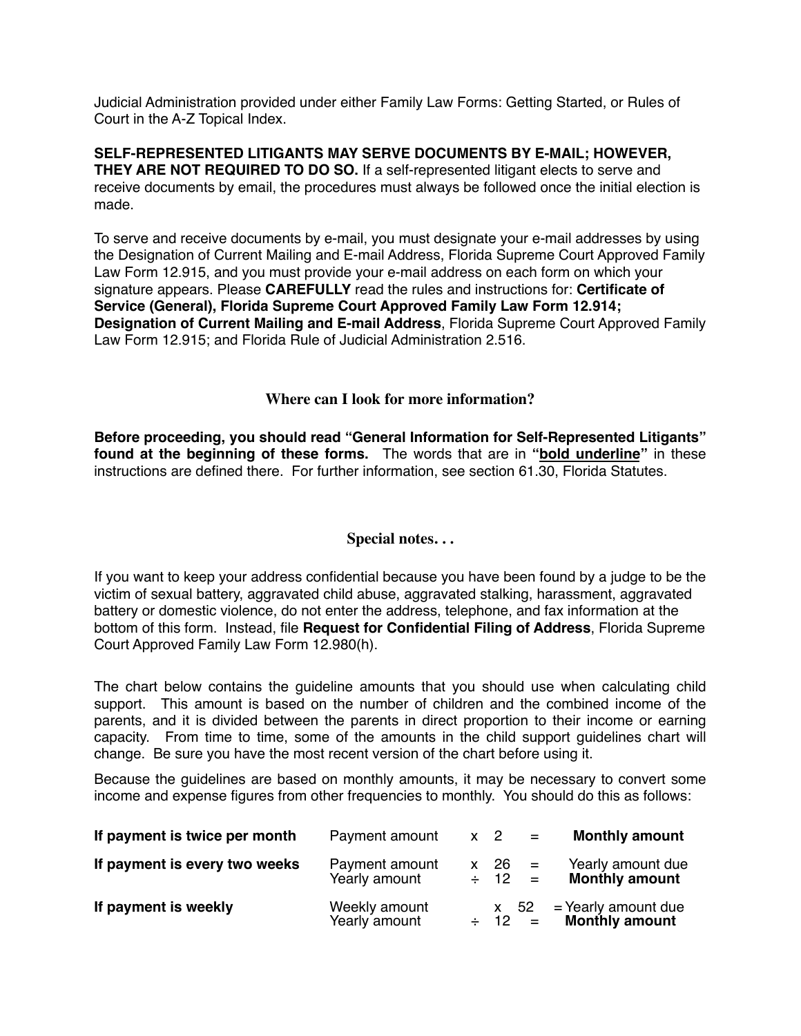Judicial Administration provided under either Family Law Forms: Getting Started, or Rules of Court in the A-Z Topical Index.

**SELF-REPRESENTED LITIGANTS MAY SERVE DOCUMENTS BY E-MAIL; HOWEVER, THEY ARE NOT REQUIRED TO DO SO.** If a self-represented litigant elects to serve and receive documents by email, the procedures must always be followed once the initial election is made.

To serve and receive documents by e-mail, you must designate your e-mail addresses by using the Designation of Current Mailing and E-mail Address, Florida Supreme Court Approved Family Law Form 12.915, and you must provide your e-mail address on each form on which your signature appears. Please **CAREFULLY** read the rules and instructions for: **Certificate of Service (General), Florida Supreme Court Approved Family Law Form 12.914; Designation of Current Mailing and E-mail Address**, Florida Supreme Court Approved Family Law Form 12.915; and Florida Rule of Judicial Administration 2.516.

## Where can I look for more information?

**Before proceeding, you should read "General Information for Self-Represented Litigants" found at the beginning of these forms.** The words that are in **"<u>bold underline</u>"** in these instructions are defined there. For further information, see section 61.30, Florida Statutes.

## Special notes. . .

If you want to keep your address confidential because you have been found by a judge to be the victim of sexual battery, aggravated child abuse, aggravated stalking, harassment, aggravated battery or domestic violence, do not enter the address, telephone, and fax information at the bottom of this form. Instead, file **Request for Confidential Filing of Address**, Florida Supreme Court Approved Family Law Form 12.980(h).

The chart below contains the guideline amounts that you should use when calculating child support. This amount is based on the number of children and the combined income of the parents, and it is divided between the parents in direct proportion to their income or earning capacity. From time to time, some of the amounts in the child support guidelines chart will change. Be sure you have the most recent version of the chart before using it.

Because the guidelines are based on monthly amounts, it may be necessary to convert some income and expense figures from other frequencies to monthly. You should do this as follows:

| | | | | |
|---|---|---|---|---|
| **If payment is twice per month** | Payment amount | x 2 | = | **Monthly amount** |
| **If payment is every two weeks** | Payment amount | x 26 | = | Yearly amount due |
| | Yearly amount | ÷ 12 | = | **Monthly amount** |
| **If payment is weekly** | Weekly amount | x 52 | = | Yearly amount due |
| | Yearly amount | ÷ 12 | = | **Monthly amount** |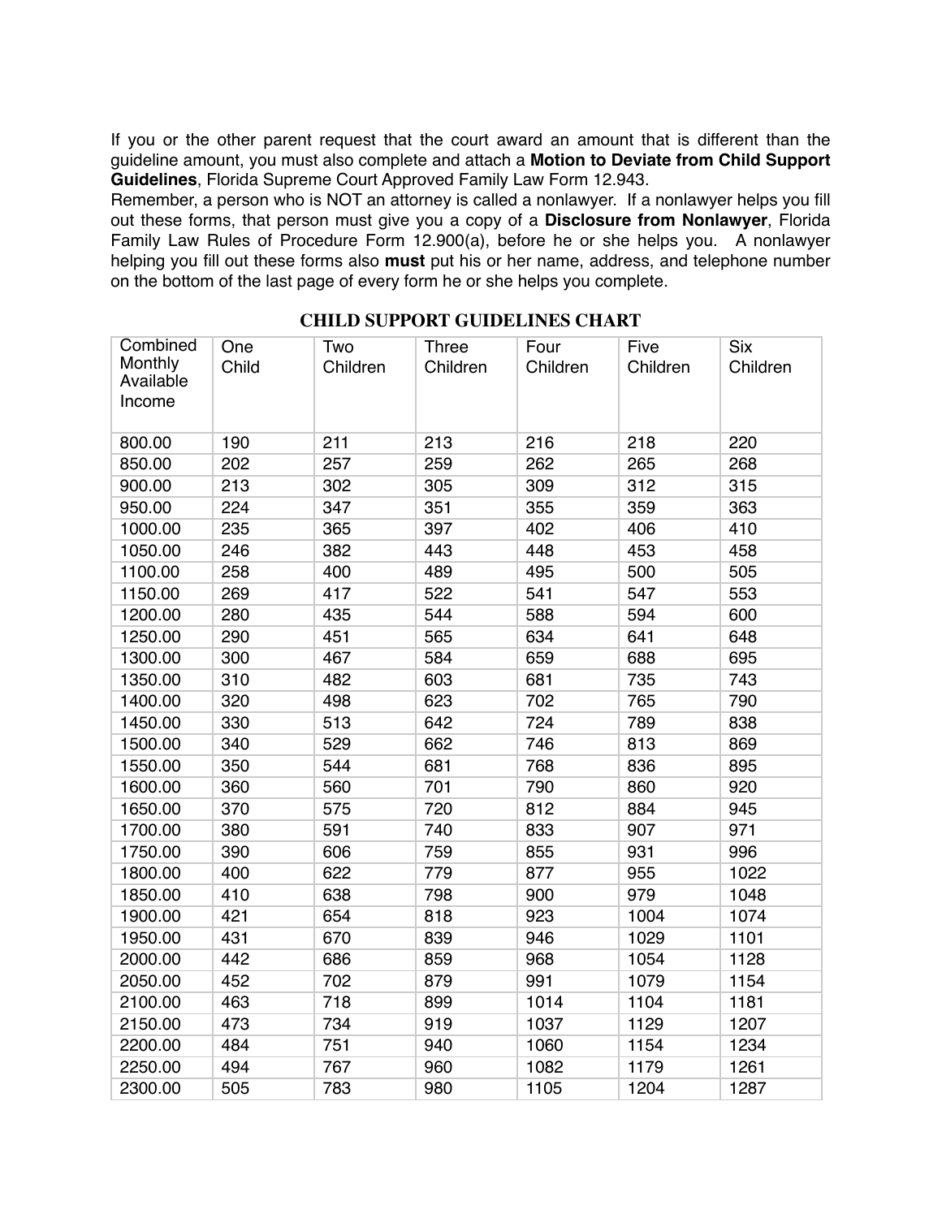If you or the other parent request that the court award an amount that is different than the guideline amount, you must also complete and attach a **Motion to Deviate from Child Support Guidelines**, Florida Supreme Court Approved Family Law Form 12.943.

Remember, a person who is NOT an attorney is called a nonlawyer. If a nonlawyer helps you fill out these forms, that person must give you a copy of a **Disclosure from Nonlawyer**, Florida Family Law Rules of Procedure Form 12.900(a), before he or she helps you. A nonlawyer helping you fill out these forms also **must** put his or her name, address, and telephone number on the bottom of the last page of every form he or she helps you complete.

## CHILD SUPPORT GUIDELINES CHART

| Combined Monthly Available Income | One Child | Two Children | Three Children | Four Children | Five Children | Six Children |
|---|---|---|---|---|---|---|
| 800.00 | 190 | 211 | 213 | 216 | 218 | 220 |
| 850.00 | 202 | 257 | 259 | 262 | 265 | 268 |
| 900.00 | 213 | 302 | 305 | 309 | 312 | 315 |
| 950.00 | 224 | 347 | 351 | 355 | 359 | 363 |
| 1000.00 | 235 | 365 | 397 | 402 | 406 | 410 |
| 1050.00 | 246 | 382 | 443 | 448 | 453 | 458 |
| 1100.00 | 258 | 400 | 489 | 495 | 500 | 505 |
| 1150.00 | 269 | 417 | 522 | 541 | 547 | 553 |
| 1200.00 | 280 | 435 | 544 | 588 | 594 | 600 |
| 1250.00 | 290 | 451 | 565 | 634 | 641 | 648 |
| 1300.00 | 300 | 467 | 584 | 659 | 688 | 695 |
| 1350.00 | 310 | 482 | 603 | 681 | 735 | 743 |
| 1400.00 | 320 | 498 | 623 | 702 | 765 | 790 |
| 1450.00 | 330 | 513 | 642 | 724 | 789 | 838 |
| 1500.00 | 340 | 529 | 662 | 746 | 813 | 869 |
| 1550.00 | 350 | 544 | 681 | 768 | 836 | 895 |
| 1600.00 | 360 | 560 | 701 | 790 | 860 | 920 |
| 1650.00 | 370 | 575 | 720 | 812 | 884 | 945 |
| 1700.00 | 380 | 591 | 740 | 833 | 907 | 971 |
| 1750.00 | 390 | 606 | 759 | 855 | 931 | 996 |
| 1800.00 | 400 | 622 | 779 | 877 | 955 | 1022 |
| 1850.00 | 410 | 638 | 798 | 900 | 979 | 1048 |
| 1900.00 | 421 | 654 | 818 | 923 | 1004 | 1074 |
| 1950.00 | 431 | 670 | 839 | 946 | 1029 | 1101 |
| 2000.00 | 442 | 686 | 859 | 968 | 1054 | 1128 |
| 2050.00 | 452 | 702 | 879 | 991 | 1079 | 1154 |
| 2100.00 | 463 | 718 | 899 | 1014 | 1104 | 1181 |
| 2150.00 | 473 | 734 | 919 | 1037 | 1129 | 1207 |
| 2200.00 | 484 | 751 | 940 | 1060 | 1154 | 1234 |
| 2250.00 | 494 | 767 | 960 | 1082 | 1179 | 1261 |
| 2300.00 | 505 | 783 | 980 | 1105 | 1204 | 1287 |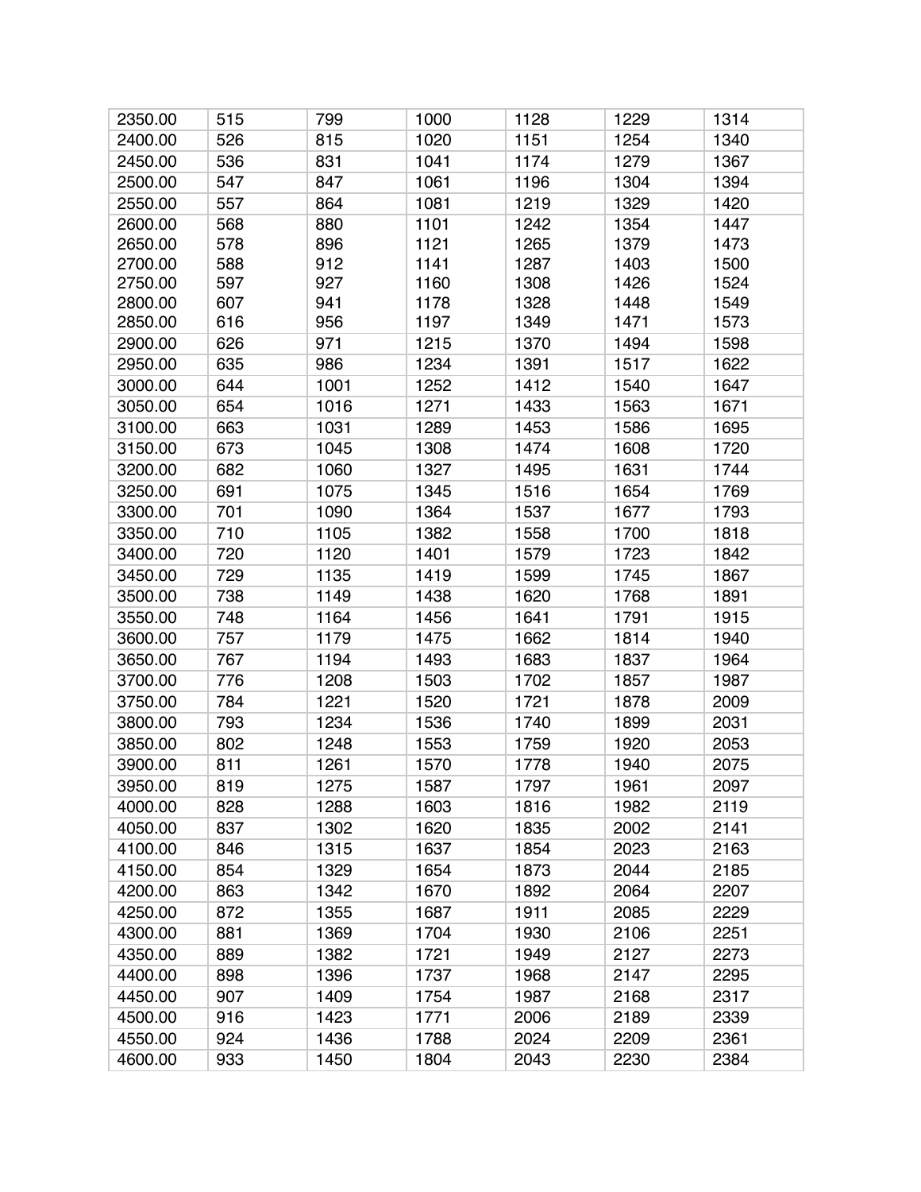| 2350.00 | 515 | 799 | 1000 | 1128 | 1229 | 1314 |
|---|---|---|---|---|---|---|
| 2400.00 | 526 | 815 | 1020 | 1151 | 1254 | 1340 |
| 2450.00 | 536 | 831 | 1041 | 1174 | 1279 | 1367 |
| 2500.00 | 547 | 847 | 1061 | 1196 | 1304 | 1394 |
| 2550.00 | 557 | 864 | 1081 | 1219 | 1329 | 1420 |
| 2600.00 | 568 | 880 | 1101 | 1242 | 1354 | 1447 |
| 2650.00 | 578 | 896 | 1121 | 1265 | 1379 | 1473 |
| 2700.00 | 588 | 912 | 1141 | 1287 | 1403 | 1500 |
| 2750.00 | 597 | 927 | 1160 | 1308 | 1426 | 1524 |
| 2800.00 | 607 | 941 | 1178 | 1328 | 1448 | 1549 |
| 2850.00 | 616 | 956 | 1197 | 1349 | 1471 | 1573 |
| 2900.00 | 626 | 971 | 1215 | 1370 | 1494 | 1598 |
| 2950.00 | 635 | 986 | 1234 | 1391 | 1517 | 1622 |
| 3000.00 | 644 | 1001 | 1252 | 1412 | 1540 | 1647 |
| 3050.00 | 654 | 1016 | 1271 | 1433 | 1563 | 1671 |
| 3100.00 | 663 | 1031 | 1289 | 1453 | 1586 | 1695 |
| 3150.00 | 673 | 1045 | 1308 | 1474 | 1608 | 1720 |
| 3200.00 | 682 | 1060 | 1327 | 1495 | 1631 | 1744 |
| 3250.00 | 691 | 1075 | 1345 | 1516 | 1654 | 1769 |
| 3300.00 | 701 | 1090 | 1364 | 1537 | 1677 | 1793 |
| 3350.00 | 710 | 1105 | 1382 | 1558 | 1700 | 1818 |
| 3400.00 | 720 | 1120 | 1401 | 1579 | 1723 | 1842 |
| 3450.00 | 729 | 1135 | 1419 | 1599 | 1745 | 1867 |
| 3500.00 | 738 | 1149 | 1438 | 1620 | 1768 | 1891 |
| 3550.00 | 748 | 1164 | 1456 | 1641 | 1791 | 1915 |
| 3600.00 | 757 | 1179 | 1475 | 1662 | 1814 | 1940 |
| 3650.00 | 767 | 1194 | 1493 | 1683 | 1837 | 1964 |
| 3700.00 | 776 | 1208 | 1503 | 1702 | 1857 | 1987 |
| 3750.00 | 784 | 1221 | 1520 | 1721 | 1878 | 2009 |
| 3800.00 | 793 | 1234 | 1536 | 1740 | 1899 | 2031 |
| 3850.00 | 802 | 1248 | 1553 | 1759 | 1920 | 2053 |
| 3900.00 | 811 | 1261 | 1570 | 1778 | 1940 | 2075 |
| 3950.00 | 819 | 1275 | 1587 | 1797 | 1961 | 2097 |
| 4000.00 | 828 | 1288 | 1603 | 1816 | 1982 | 2119 |
| 4050.00 | 837 | 1302 | 1620 | 1835 | 2002 | 2141 |
| 4100.00 | 846 | 1315 | 1637 | 1854 | 2023 | 2163 |
| 4150.00 | 854 | 1329 | 1654 | 1873 | 2044 | 2185 |
| 4200.00 | 863 | 1342 | 1670 | 1892 | 2064 | 2207 |
| 4250.00 | 872 | 1355 | 1687 | 1911 | 2085 | 2229 |
| 4300.00 | 881 | 1369 | 1704 | 1930 | 2106 | 2251 |
| 4350.00 | 889 | 1382 | 1721 | 1949 | 2127 | 2273 |
| 4400.00 | 898 | 1396 | 1737 | 1968 | 2147 | 2295 |
| 4450.00 | 907 | 1409 | 1754 | 1987 | 2168 | 2317 |
| 4500.00 | 916 | 1423 | 1771 | 2006 | 2189 | 2339 |
| 4550.00 | 924 | 1436 | 1788 | 2024 | 2209 | 2361 |
| 4600.00 | 933 | 1450 | 1804 | 2043 | 2230 | 2384 |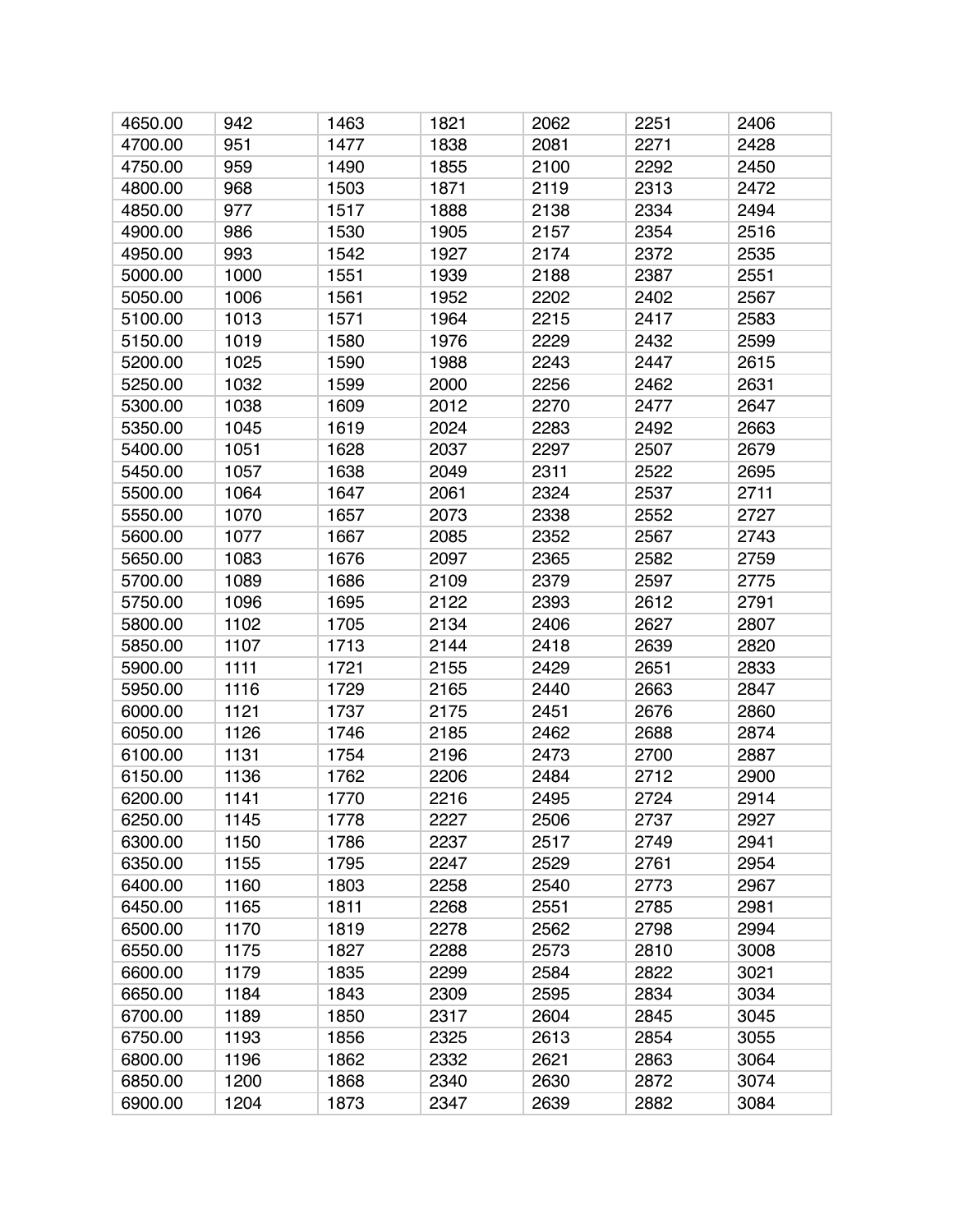| 4650.00 | 942 | 1463 | 1821 | 2062 | 2251 | 2406 |
|---|---|---|---|---|---|---|
| 4700.00 | 951 | 1477 | 1838 | 2081 | 2271 | 2428 |
| 4750.00 | 959 | 1490 | 1855 | 2100 | 2292 | 2450 |
| 4800.00 | 968 | 1503 | 1871 | 2119 | 2313 | 2472 |
| 4850.00 | 977 | 1517 | 1888 | 2138 | 2334 | 2494 |
| 4900.00 | 986 | 1530 | 1905 | 2157 | 2354 | 2516 |
| 4950.00 | 993 | 1542 | 1927 | 2174 | 2372 | 2535 |
| 5000.00 | 1000 | 1551 | 1939 | 2188 | 2387 | 2551 |
| 5050.00 | 1006 | 1561 | 1952 | 2202 | 2402 | 2567 |
| 5100.00 | 1013 | 1571 | 1964 | 2215 | 2417 | 2583 |
| 5150.00 | 1019 | 1580 | 1976 | 2229 | 2432 | 2599 |
| 5200.00 | 1025 | 1590 | 1988 | 2243 | 2447 | 2615 |
| 5250.00 | 1032 | 1599 | 2000 | 2256 | 2462 | 2631 |
| 5300.00 | 1038 | 1609 | 2012 | 2270 | 2477 | 2647 |
| 5350.00 | 1045 | 1619 | 2024 | 2283 | 2492 | 2663 |
| 5400.00 | 1051 | 1628 | 2037 | 2297 | 2507 | 2679 |
| 5450.00 | 1057 | 1638 | 2049 | 2311 | 2522 | 2695 |
| 5500.00 | 1064 | 1647 | 2061 | 2324 | 2537 | 2711 |
| 5550.00 | 1070 | 1657 | 2073 | 2338 | 2552 | 2727 |
| 5600.00 | 1077 | 1667 | 2085 | 2352 | 2567 | 2743 |
| 5650.00 | 1083 | 1676 | 2097 | 2365 | 2582 | 2759 |
| 5700.00 | 1089 | 1686 | 2109 | 2379 | 2597 | 2775 |
| 5750.00 | 1096 | 1695 | 2122 | 2393 | 2612 | 2791 |
| 5800.00 | 1102 | 1705 | 2134 | 2406 | 2627 | 2807 |
| 5850.00 | 1107 | 1713 | 2144 | 2418 | 2639 | 2820 |
| 5900.00 | 1111 | 1721 | 2155 | 2429 | 2651 | 2833 |
| 5950.00 | 1116 | 1729 | 2165 | 2440 | 2663 | 2847 |
| 6000.00 | 1121 | 1737 | 2175 | 2451 | 2676 | 2860 |
| 6050.00 | 1126 | 1746 | 2185 | 2462 | 2688 | 2874 |
| 6100.00 | 1131 | 1754 | 2196 | 2473 | 2700 | 2887 |
| 6150.00 | 1136 | 1762 | 2206 | 2484 | 2712 | 2900 |
| 6200.00 | 1141 | 1770 | 2216 | 2495 | 2724 | 2914 |
| 6250.00 | 1145 | 1778 | 2227 | 2506 | 2737 | 2927 |
| 6300.00 | 1150 | 1786 | 2237 | 2517 | 2749 | 2941 |
| 6350.00 | 1155 | 1795 | 2247 | 2529 | 2761 | 2954 |
| 6400.00 | 1160 | 1803 | 2258 | 2540 | 2773 | 2967 |
| 6450.00 | 1165 | 1811 | 2268 | 2551 | 2785 | 2981 |
| 6500.00 | 1170 | 1819 | 2278 | 2562 | 2798 | 2994 |
| 6550.00 | 1175 | 1827 | 2288 | 2573 | 2810 | 3008 |
| 6600.00 | 1179 | 1835 | 2299 | 2584 | 2822 | 3021 |
| 6650.00 | 1184 | 1843 | 2309 | 2595 | 2834 | 3034 |
| 6700.00 | 1189 | 1850 | 2317 | 2604 | 2845 | 3045 |
| 6750.00 | 1193 | 1856 | 2325 | 2613 | 2854 | 3055 |
| 6800.00 | 1196 | 1862 | 2332 | 2621 | 2863 | 3064 |
| 6850.00 | 1200 | 1868 | 2340 | 2630 | 2872 | 3074 |
| 6900.00 | 1204 | 1873 | 2347 | 2639 | 2882 | 3084 |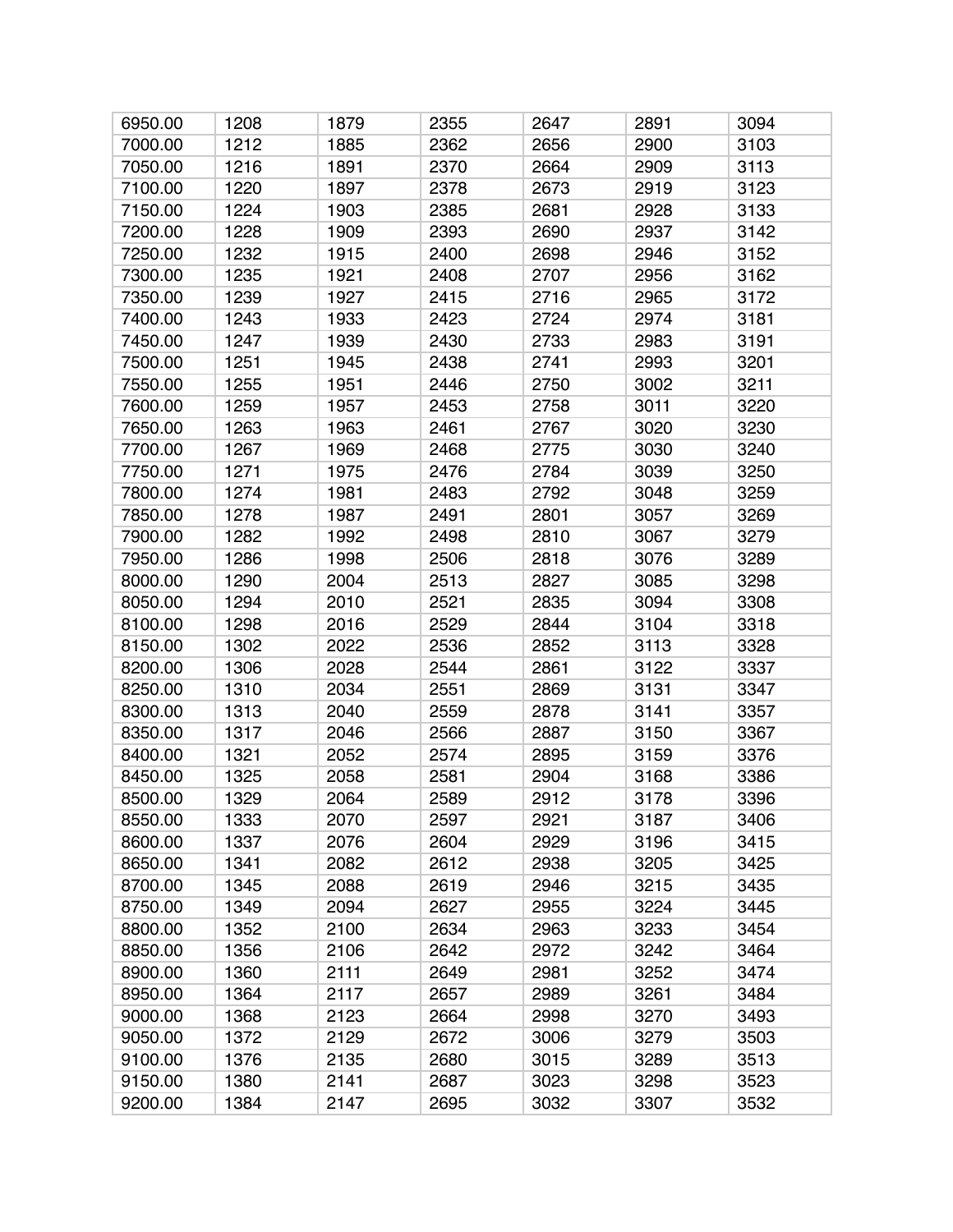| 6950.00 | 1208 | 1879 | 2355 | 2647 | 2891 | 3094 |
|---|---|---|---|---|---|---|
| 7000.00 | 1212 | 1885 | 2362 | 2656 | 2900 | 3103 |
| 7050.00 | 1216 | 1891 | 2370 | 2664 | 2909 | 3113 |
| 7100.00 | 1220 | 1897 | 2378 | 2673 | 2919 | 3123 |
| 7150.00 | 1224 | 1903 | 2385 | 2681 | 2928 | 3133 |
| 7200.00 | 1228 | 1909 | 2393 | 2690 | 2937 | 3142 |
| 7250.00 | 1232 | 1915 | 2400 | 2698 | 2946 | 3152 |
| 7300.00 | 1235 | 1921 | 2408 | 2707 | 2956 | 3162 |
| 7350.00 | 1239 | 1927 | 2415 | 2716 | 2965 | 3172 |
| 7400.00 | 1243 | 1933 | 2423 | 2724 | 2974 | 3181 |
| 7450.00 | 1247 | 1939 | 2430 | 2733 | 2983 | 3191 |
| 7500.00 | 1251 | 1945 | 2438 | 2741 | 2993 | 3201 |
| 7550.00 | 1255 | 1951 | 2446 | 2750 | 3002 | 3211 |
| 7600.00 | 1259 | 1957 | 2453 | 2758 | 3011 | 3220 |
| 7650.00 | 1263 | 1963 | 2461 | 2767 | 3020 | 3230 |
| 7700.00 | 1267 | 1969 | 2468 | 2775 | 3030 | 3240 |
| 7750.00 | 1271 | 1975 | 2476 | 2784 | 3039 | 3250 |
| 7800.00 | 1274 | 1981 | 2483 | 2792 | 3048 | 3259 |
| 7850.00 | 1278 | 1987 | 2491 | 2801 | 3057 | 3269 |
| 7900.00 | 1282 | 1992 | 2498 | 2810 | 3067 | 3279 |
| 7950.00 | 1286 | 1998 | 2506 | 2818 | 3076 | 3289 |
| 8000.00 | 1290 | 2004 | 2513 | 2827 | 3085 | 3298 |
| 8050.00 | 1294 | 2010 | 2521 | 2835 | 3094 | 3308 |
| 8100.00 | 1298 | 2016 | 2529 | 2844 | 3104 | 3318 |
| 8150.00 | 1302 | 2022 | 2536 | 2852 | 3113 | 3328 |
| 8200.00 | 1306 | 2028 | 2544 | 2861 | 3122 | 3337 |
| 8250.00 | 1310 | 2034 | 2551 | 2869 | 3131 | 3347 |
| 8300.00 | 1313 | 2040 | 2559 | 2878 | 3141 | 3357 |
| 8350.00 | 1317 | 2046 | 2566 | 2887 | 3150 | 3367 |
| 8400.00 | 1321 | 2052 | 2574 | 2895 | 3159 | 3376 |
| 8450.00 | 1325 | 2058 | 2581 | 2904 | 3168 | 3386 |
| 8500.00 | 1329 | 2064 | 2589 | 2912 | 3178 | 3396 |
| 8550.00 | 1333 | 2070 | 2597 | 2921 | 3187 | 3406 |
| 8600.00 | 1337 | 2076 | 2604 | 2929 | 3196 | 3415 |
| 8650.00 | 1341 | 2082 | 2612 | 2938 | 3205 | 3425 |
| 8700.00 | 1345 | 2088 | 2619 | 2946 | 3215 | 3435 |
| 8750.00 | 1349 | 2094 | 2627 | 2955 | 3224 | 3445 |
| 8800.00 | 1352 | 2100 | 2634 | 2963 | 3233 | 3454 |
| 8850.00 | 1356 | 2106 | 2642 | 2972 | 3242 | 3464 |
| 8900.00 | 1360 | 2111 | 2649 | 2981 | 3252 | 3474 |
| 8950.00 | 1364 | 2117 | 2657 | 2989 | 3261 | 3484 |
| 9000.00 | 1368 | 2123 | 2664 | 2998 | 3270 | 3493 |
| 9050.00 | 1372 | 2129 | 2672 | 3006 | 3279 | 3503 |
| 9100.00 | 1376 | 2135 | 2680 | 3015 | 3289 | 3513 |
| 9150.00 | 1380 | 2141 | 2687 | 3023 | 3298 | 3523 |
| 9200.00 | 1384 | 2147 | 2695 | 3032 | 3307 | 3532 |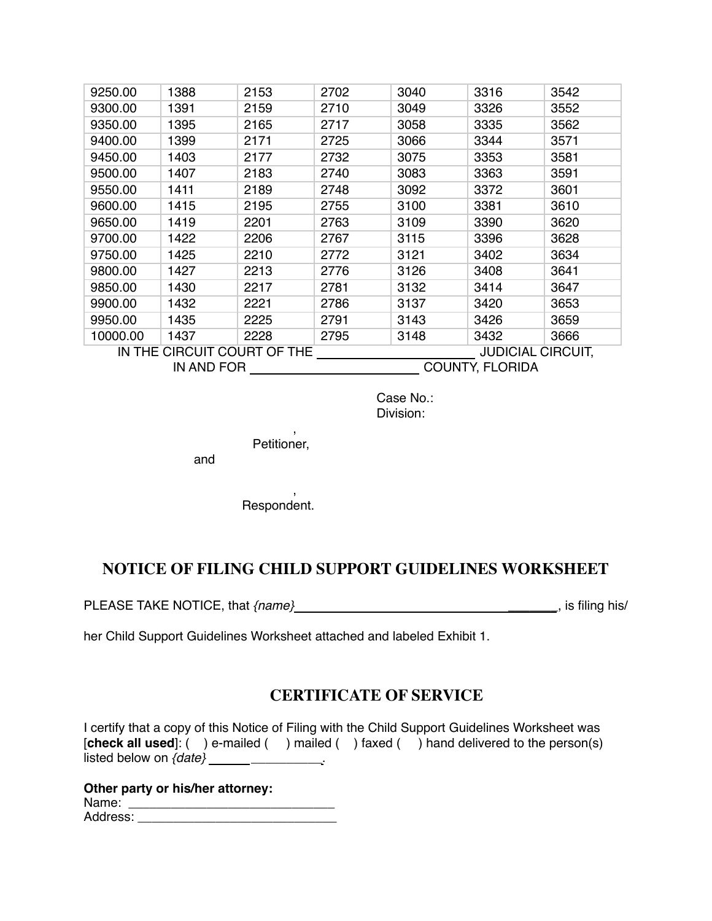| 9250.00 | 1388 | 2153 | 2702 | 3040 | 3316 | 3542 |
|---|---|---|---|---|---|---|
| 9300.00 | 1391 | 2159 | 2710 | 3049 | 3326 | 3552 |
| 9350.00 | 1395 | 2165 | 2717 | 3058 | 3335 | 3562 |
| 9400.00 | 1399 | 2171 | 2725 | 3066 | 3344 | 3571 |
| 9450.00 | 1403 | 2177 | 2732 | 3075 | 3353 | 3581 |
| 9500.00 | 1407 | 2183 | 2740 | 3083 | 3363 | 3591 |
| 9550.00 | 1411 | 2189 | 2748 | 3092 | 3372 | 3601 |
| 9600.00 | 1415 | 2195 | 2755 | 3100 | 3381 | 3610 |
| 9650.00 | 1419 | 2201 | 2763 | 3109 | 3390 | 3620 |
| 9700.00 | 1422 | 2206 | 2767 | 3115 | 3396 | 3628 |
| 9750.00 | 1425 | 2210 | 2772 | 3121 | 3402 | 3634 |
| 9800.00 | 1427 | 2213 | 2776 | 3126 | 3408 | 3641 |
| 9850.00 | 1430 | 2217 | 2781 | 3132 | 3414 | 3647 |
| 9900.00 | 1432 | 2221 | 2786 | 3137 | 3420 | 3653 |
| 9950.00 | 1435 | 2225 | 2791 | 3143 | 3426 | 3659 |
| 10000.00 | 1437 | 2228 | 2795 | 3148 | 3432 | 3666 |

IN THE CIRCUIT COURT OF THE ____________________ JUDICIAL CIRCUIT,
IN AND FOR ____________________ COUNTY, FLORIDA

Case No.:
Division:

,
Petitioner,

and

,
Respondent.

## NOTICE OF FILING CHILD SUPPORT GUIDELINES WORKSHEET

PLEASE TAKE NOTICE, that *{name}* ______________________________, is filing his/her Child Support Guidelines Worksheet attached and labeled Exhibit 1.

## CERTIFICATE OF SERVICE

I certify that a copy of this Notice of Filing with the Child Support Guidelines Worksheet was [**check all used**]: ( ) e-mailed ( ) mailed ( ) faxed ( ) hand delivered to the person(s) listed below on *{date}* ________________.

**Other party or his/her attorney:**
Name: ______________________________
Address: ______________________________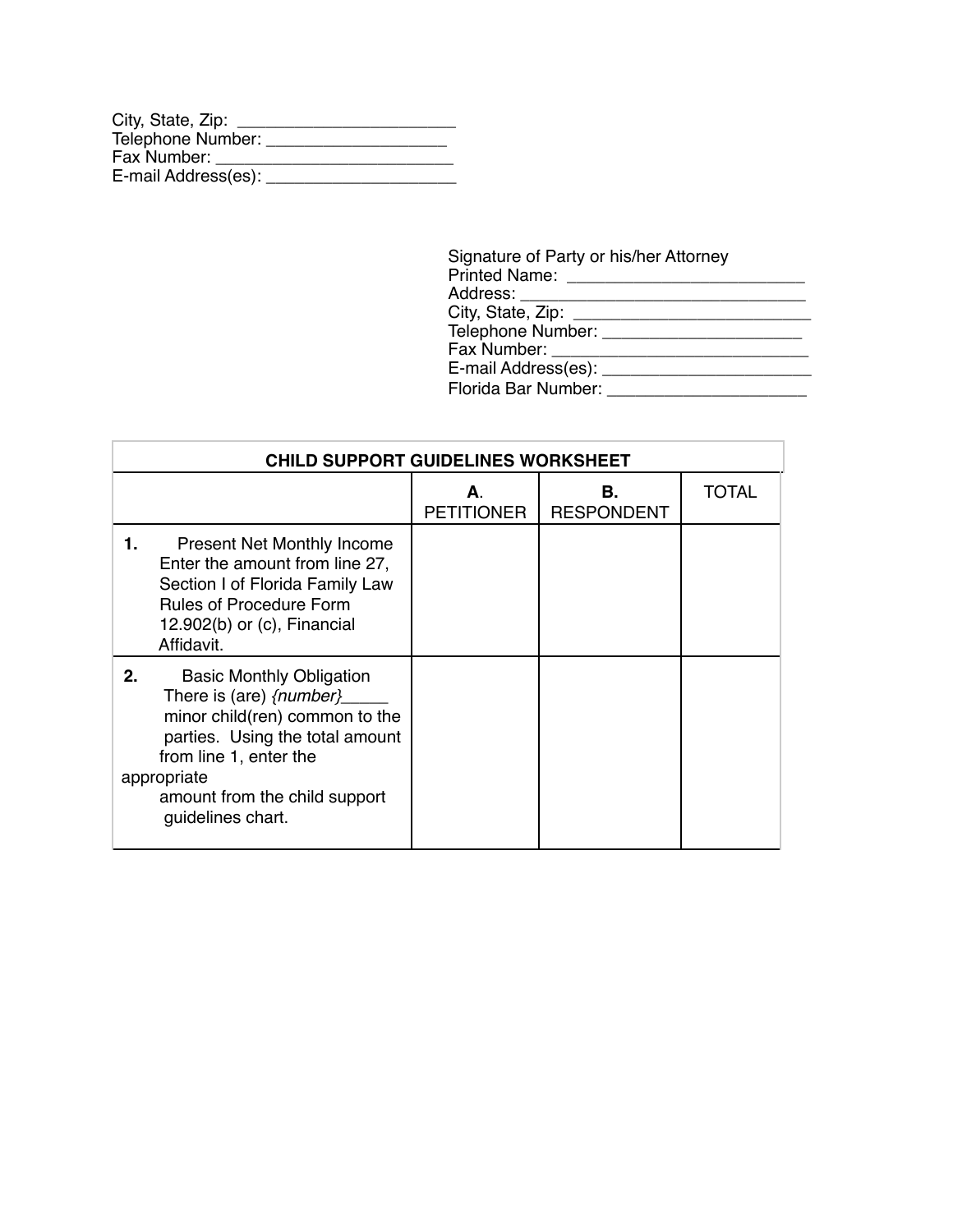City, State, Zip: _______________________
Telephone Number: ___________________
Fax Number: __________________________
E-mail Address(es): _____________________

Signature of Party or his/her Attorney
Printed Name: __________________________
Address: _______________________________
City, State, Zip: __________________________
Telephone Number: _____________________
Fax Number: ____________________________
E-mail Address(es): ______________________
Florida Bar Number: _____________________

| CHILD SUPPORT GUIDELINES WORKSHEET | | | |
|---|---|---|---|
| | **A**. PETITIONER | **B.** RESPONDENT | TOTAL |
| **1.** Present Net Monthly Income Enter the amount from line 27, Section I of Florida Family Law Rules of Procedure Form 12.902(b) or (c), Financial Affidavit. | | | |
| **2.** Basic Monthly Obligation There is (are) *{number}*_____ minor child(ren) common to the parties. Using the total amount from line 1, enter the appropriate amount from the child support guidelines chart. | | | |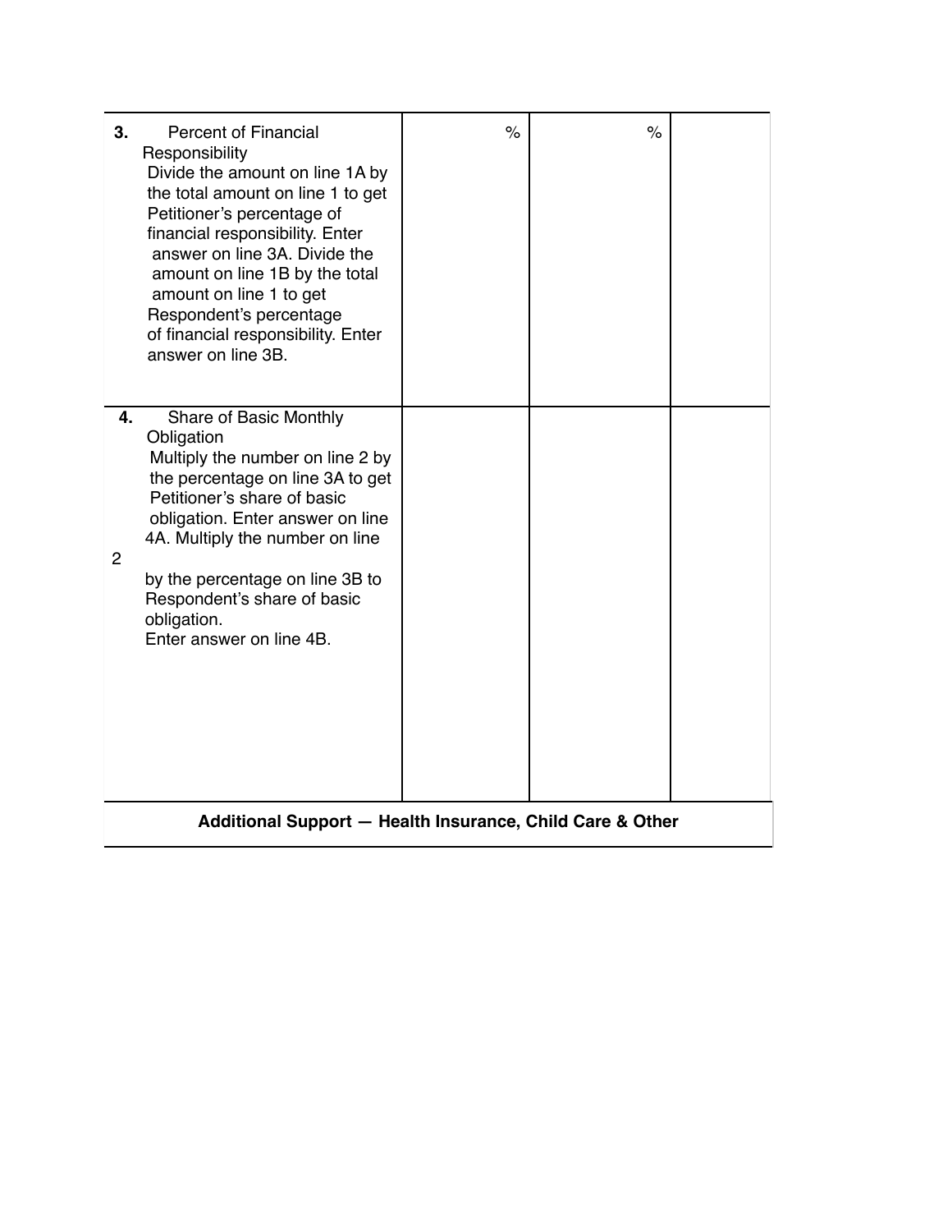| | | | |
|---|---|---|---|
| **3.** Percent of Financial Responsibility Divide the amount on line 1A by the total amount on line 1 to get Petitioner's percentage of financial responsibility. Enter answer on line 3A. Divide the amount on line 1B by the total amount on line 1 to get Respondent's percentage of financial responsibility. Enter answer on line 3B. | % | % | |
| **4.** Share of Basic Monthly Obligation Multiply the number on line 2 by the percentage on line 3A to get Petitioner's share of basic obligation. Enter answer on line 4A. Multiply the number on line 2 by the percentage on line 3B to Respondent's share of basic obligation. Enter answer on line 4B. | | | |
| **Additional Support — Health Insurance, Child Care & Other** | | | |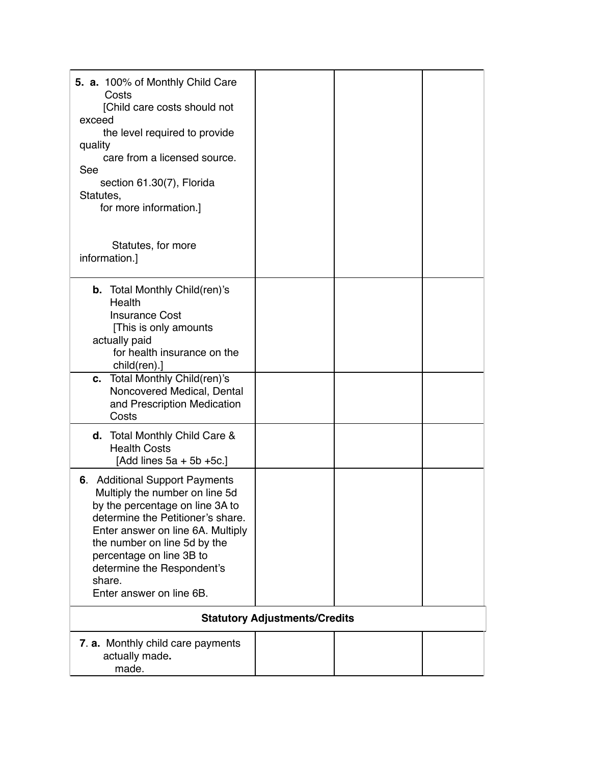| | | | |
|---|---|---|---|
| **5. a.** 100% of Monthly Child Care Costs [Child care costs should not exceed the level required to provide quality care from a licensed source. See section 61.30(7), Florida Statutes, for more information.] Statutes, for more information.] | | | |
| **b.** Total Monthly Child(ren)'s Health Insurance Cost [This is only amounts actually paid for health insurance on the child(ren).] | | | |
| **c.** Total Monthly Child(ren)'s Noncovered Medical, Dental and Prescription Medication Costs | | | |
| **d.** Total Monthly Child Care & Health Costs [Add lines 5a + 5b +5c.] | | | |
| **6**. Additional Support Payments Multiply the number on line 5d by the percentage on line 3A to determine the Petitioner's share. Enter answer on line 6A. Multiply the number on line 5d by the percentage on line 3B to determine the Respondent's share. Enter answer on line 6B. | | | |
| **Statutory Adjustments/Credits** | | | |
| **7**. **a.** Monthly child care payments actually made**.** made. | | | |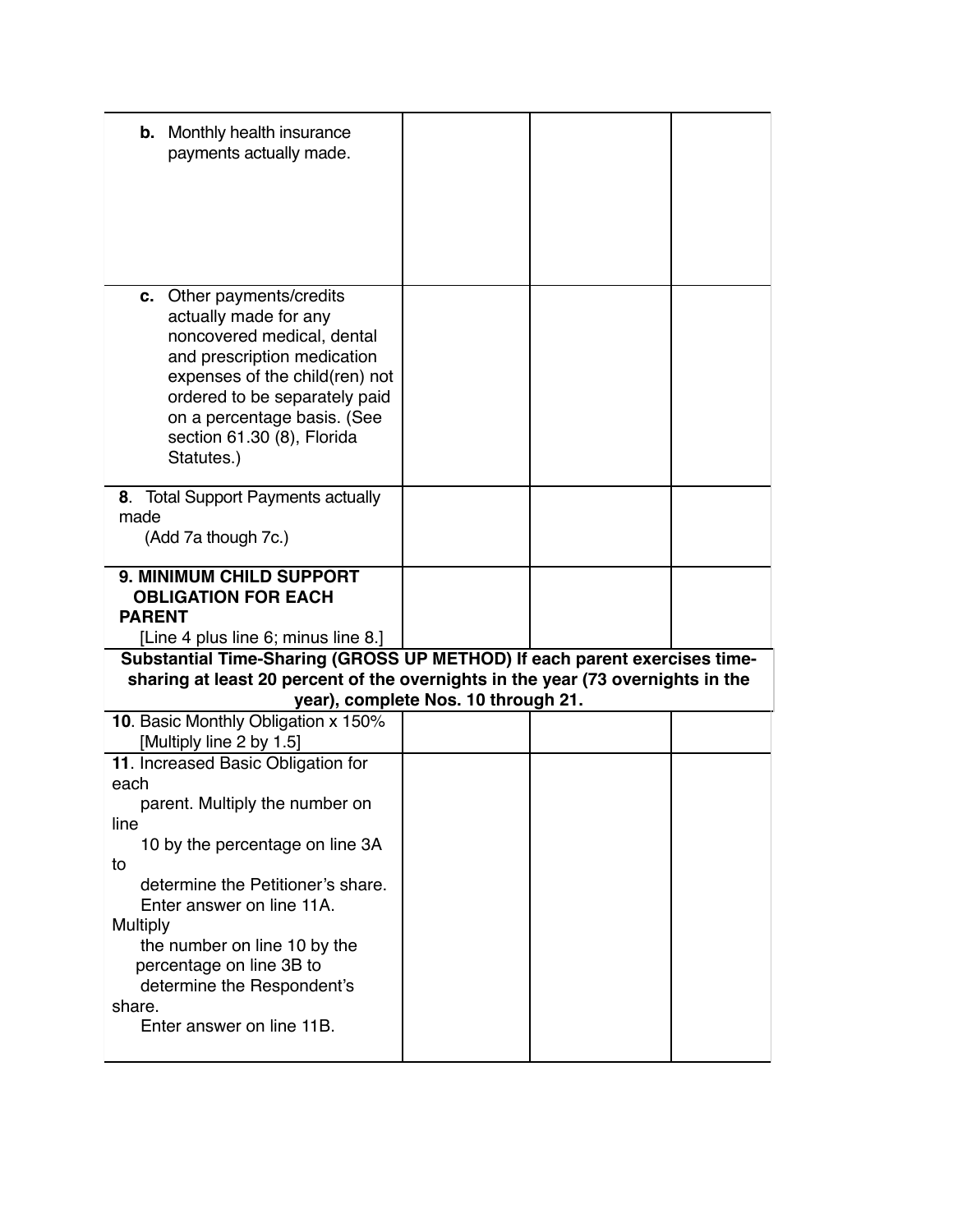| | | | |
|---|---|---|---|
| **b.** Monthly health insurance payments actually made. | | | |
| **c.** Other payments/credits actually made for any noncovered medical, dental and prescription medication expenses of the child(ren) not ordered to be separately paid on a percentage basis. (See section 61.30 (8), Florida Statutes.) | | | |
| **8**. Total Support Payments actually made (Add 7a though 7c.) | | | |
| **9. MINIMUM CHILD SUPPORT OBLIGATION FOR EACH PARENT** [Line 4 plus line 6; minus line 8.] | | | |
| **Substantial Time-Sharing (GROSS UP METHOD) If each parent exercises time-sharing at least 20 percent of the overnights in the year (73 overnights in the year), complete Nos. 10 through 21.** | | | |
| **10**. Basic Monthly Obligation x 150% [Multiply line 2 by 1.5] | | | |
| **11**. Increased Basic Obligation for each parent. Multiply the number on line 10 by the percentage on line 3A to determine the Petitioner's share. Enter answer on line 11A. Multiply the number on line 10 by the percentage on line 3B to determine the Respondent's share. Enter answer on line 11B. | | | |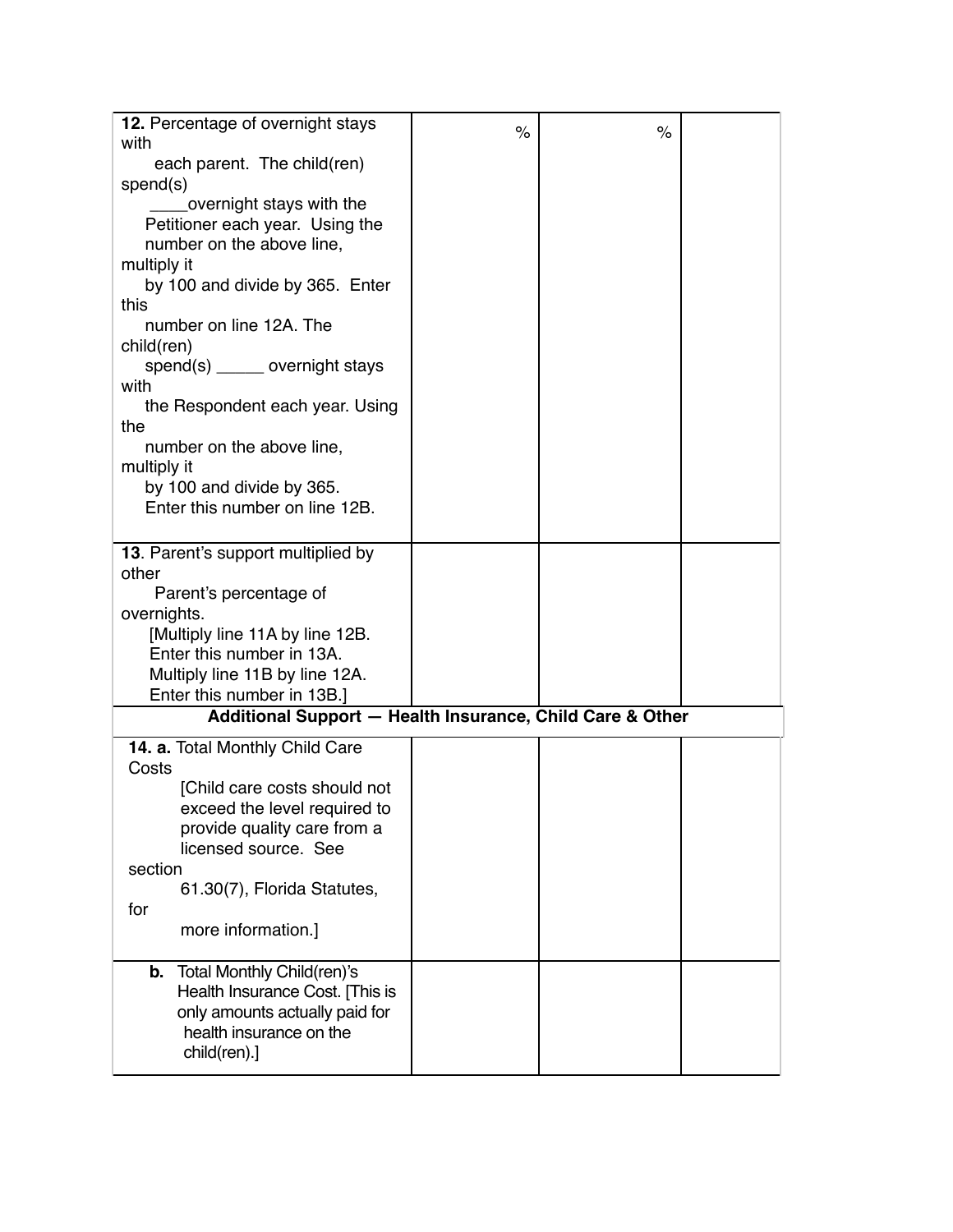| | | | |
|---|---|---|---|
| **12.** Percentage of overnight stays with each parent. The child(ren) spend(s) ____overnight stays with the Petitioner each year. Using the number on the above line, multiply it by 100 and divide by 365. Enter this number on line 12A. The child(ren) spend(s) _____ overnight stays with the Respondent each year. Using the number on the above line, multiply it by 100 and divide by 365. Enter this number on line 12B. | % | % | |
| **13**. Parent's support multiplied by other Parent's percentage of overnights. [Multiply line 11A by line 12B. Enter this number in 13A. Multiply line 11B by line 12A. Enter this number in 13B.] | | | |
| **Additional Support — Health Insurance, Child Care & Other** | | | |
| **14. a.** Total Monthly Child Care Costs [Child care costs should not exceed the level required to provide quality care from a licensed source. See section 61.30(7), Florida Statutes, for more information.] | | | |
| **b.** Total Monthly Child(ren)'s Health Insurance Cost. [This is only amounts actually paid for health insurance on the child(ren).] | | | |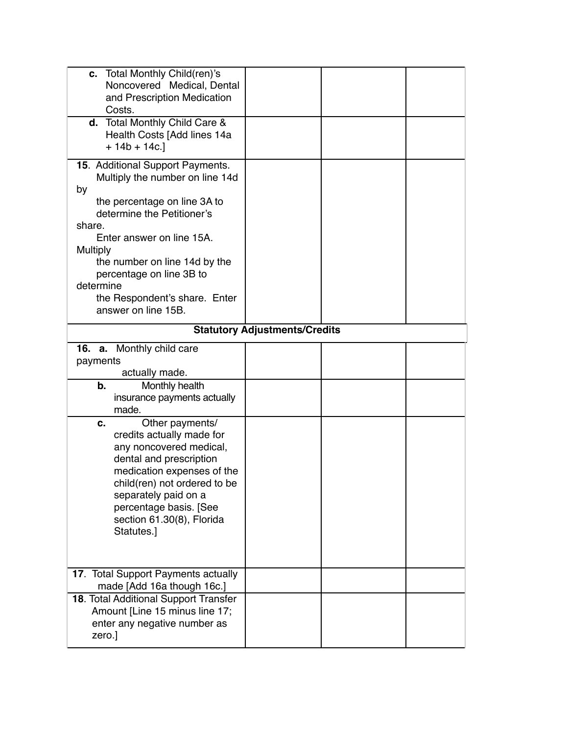| | | | |
|---|---|---|---|
| **c.** Total Monthly Child(ren)'s Noncovered Medical, Dental and Prescription Medication Costs. | | | |
| **d.** Total Monthly Child Care & Health Costs [Add lines 14a + 14b + 14c.] | | | |
| **15**. Additional Support Payments. Multiply the number on line 14d by the percentage on line 3A to determine the Petitioner's share. Enter answer on line 15A. Multiply the number on line 14d by the percentage on line 3B to determine the Respondent's share. Enter answer on line 15B. | | | |
| **Statutory Adjustments/Credits** | | | |
| **16. a.** Monthly child care payments actually made. | | | |
| **b.** Monthly health insurance payments actually made. | | | |
| **c.** Other payments/ credits actually made for any noncovered medical, dental and prescription medication expenses of the child(ren) not ordered to be separately paid on a percentage basis. [See section 61.30(8), Florida Statutes.] | | | |
| **17**. Total Support Payments actually made [Add 16a though 16c.] | | | |
| **18**. Total Additional Support Transfer Amount [Line 15 minus line 17; enter any negative number as zero.] | | | |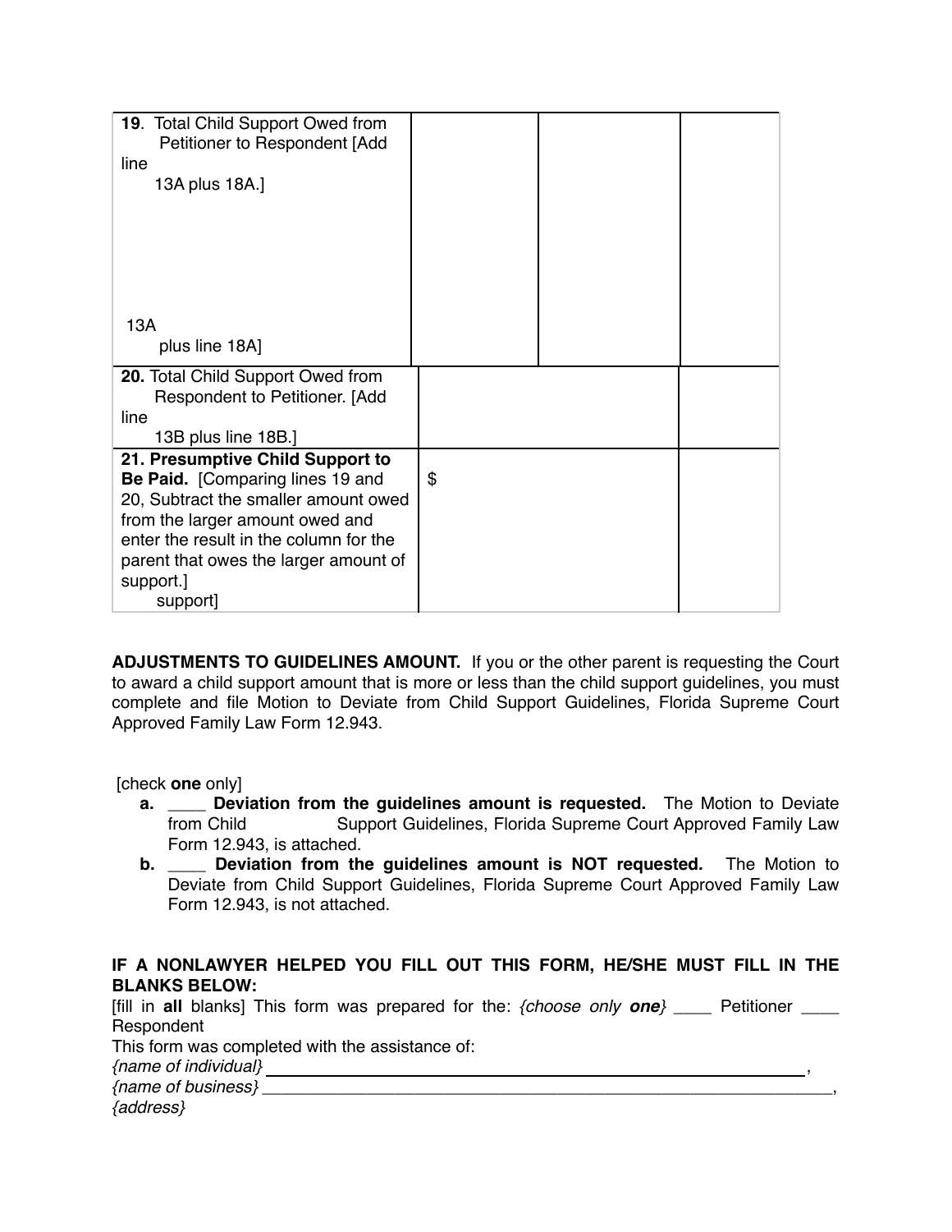| | | | |
|---|---|---|---|
| **19**. Total Child Support Owed from Petitioner to Respondent [Add line 13A plus 18A.]<br><br>13A<br>plus line 18A] | | | |
| **20.** Total Child Support Owed from Respondent to Petitioner. [Add line 13B plus line 18B.] | | | |
| **21. Presumptive Child Support to Be Paid.** [Comparing lines 19 and 20, Subtract the smaller amount owed from the larger amount owed and enter the result in the column for the parent that owes the larger amount of support.]<br>support] | $ | | |

**ADJUSTMENTS TO GUIDELINES AMOUNT.** If you or the other parent is requesting the Court to award a child support amount that is more or less than the child support guidelines, you must complete and file Motion to Deviate from Child Support Guidelines, Florida Supreme Court Approved Family Law Form 12.943.

[check **one** only]

a. ____ **Deviation from the guidelines amount is requested.** The Motion to Deviate from Child Support Guidelines, Florida Supreme Court Approved Family Law Form 12.943, is attached.

b. ____ **Deviation from the guidelines amount is NOT requested.** The Motion to Deviate from Child Support Guidelines, Florida Supreme Court Approved Family Law Form 12.943, is not attached.

**IF A NONLAWYER HELPED YOU FILL OUT THIS FORM, HE/SHE MUST FILL IN THE BLANKS BELOW:**

[fill in **all** blanks] This form was prepared for the: *{choose only **one**}* ____ Petitioner ____ Respondent

This form was completed with the assistance of:

*{name of individual}* ____________________________________________________________,

*{name of business}* ____________________________________________________________,

*{address}*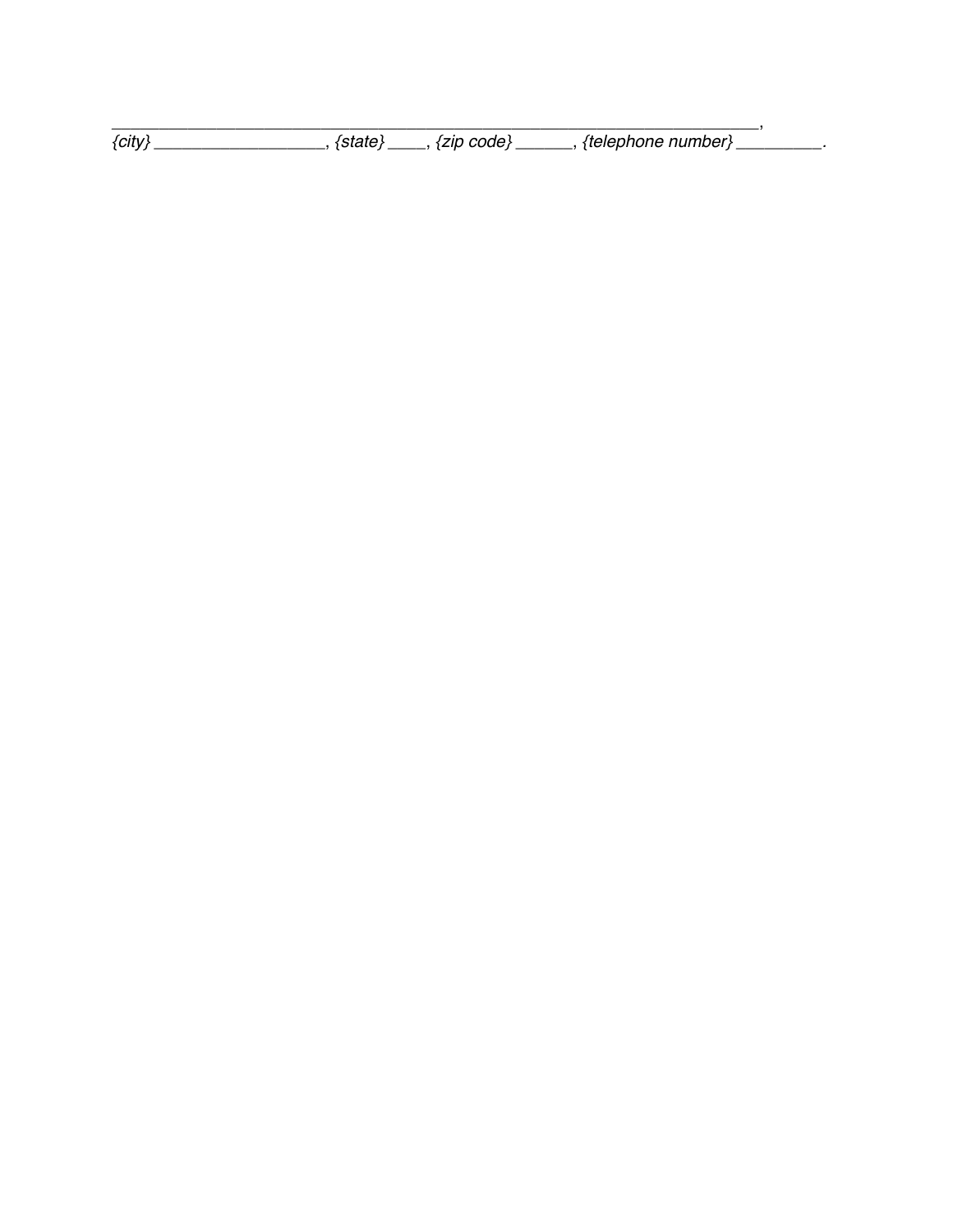_________________________________________________________________,
*{city}* ___________________, *{state}* ____, *{zip code}* ______, *{telephone number}* _________.